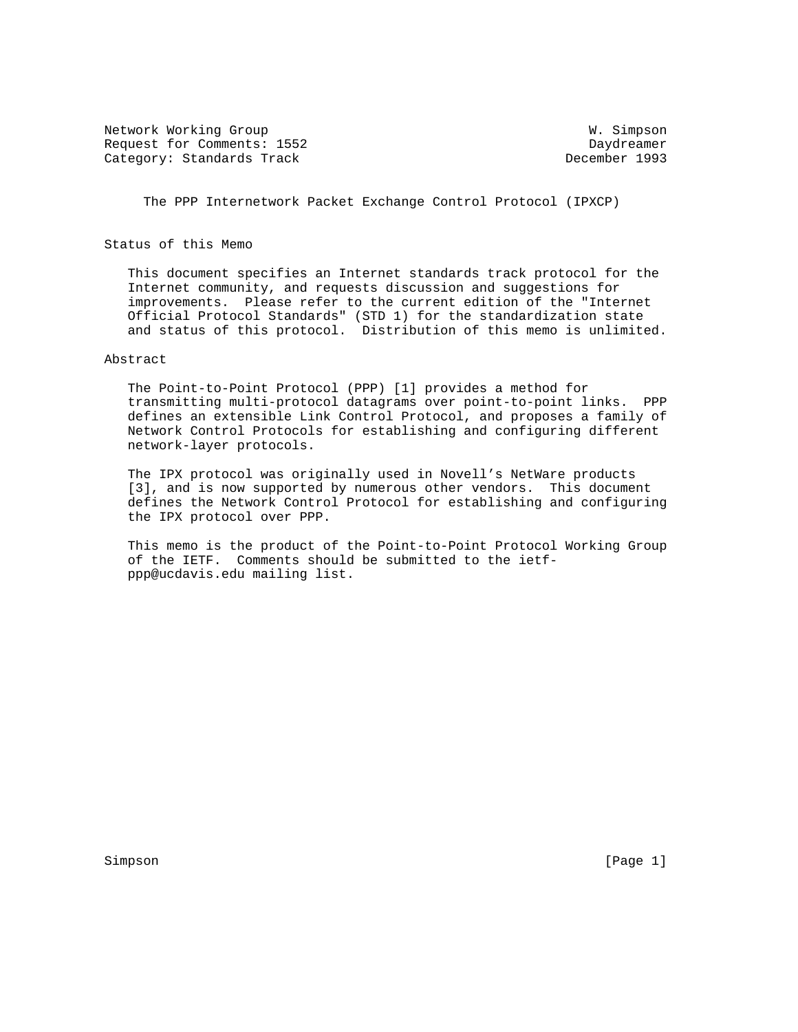Network Working Group W. Simpson
Request for Comments: 1552 Daydreamer
Category: Standards Track December 1993

# The PPP Internetwork Packet Exchange Control Protocol (IPXCP)

## Status of this Memo

This document specifies an Internet standards track protocol for the Internet community, and requests discussion and suggestions for improvements. Please refer to the current edition of the "Internet Official Protocol Standards" (STD 1) for the standardization state and status of this protocol. Distribution of this memo is unlimited.

## Abstract

The Point-to-Point Protocol (PPP) [1] provides a method for transmitting multi-protocol datagrams over point-to-point links. PPP defines an extensible Link Control Protocol, and proposes a family of Network Control Protocols for establishing and configuring different network-layer protocols.

The IPX protocol was originally used in Novell's NetWare products [3], and is now supported by numerous other vendors. This document defines the Network Control Protocol for establishing and configuring the IPX protocol over PPP.

This memo is the product of the Point-to-Point Protocol Working Group of the IETF. Comments should be submitted to the ietf-ppp@ucdavis.edu mailing list.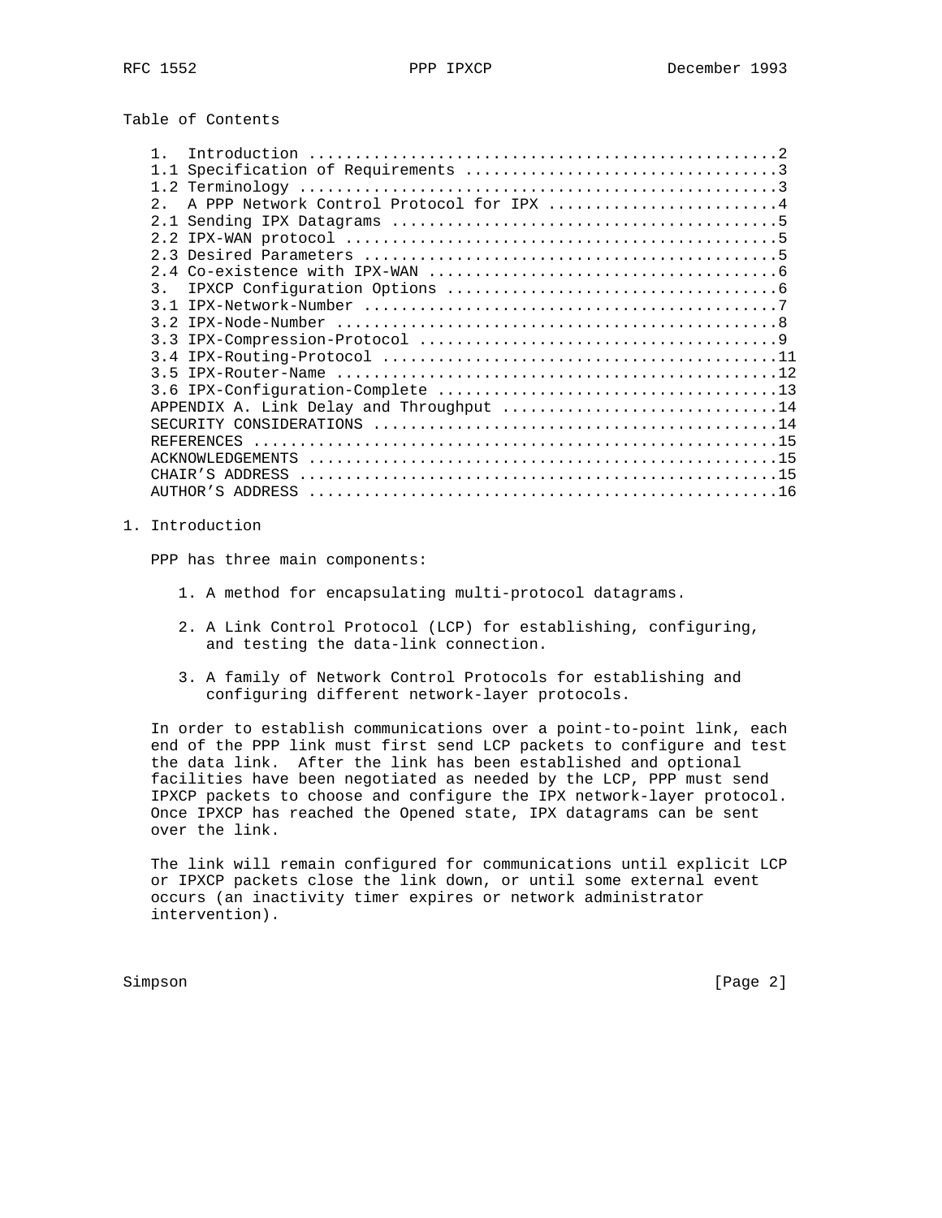## Table of Contents

```
1.  Introduction ..................................................2
1.1 Specification of Requirements .................................3
1.2 Terminology ...................................................3
2.  A PPP Network Control Protocol for IPX ........................4
2.1 Sending IPX Datagrams .........................................5
2.2 IPX-WAN protocol ..............................................5
2.3 Desired Parameters ............................................5
2.4 Co-existence with IPX-WAN .....................................6
3.  IPXCP Configuration Options ...................................6
3.1 IPX-Network-Number ............................................7
3.2 IPX-Node-Number ...............................................8
3.3 IPX-Compression-Protocol ......................................9
3.4 IPX-Routing-Protocol .........................................11
3.5 IPX-Router-Name ..............................................12
3.6 IPX-Configuration-Complete ...................................13
APPENDIX A. Link Delay and Throughput ............................14
SECURITY CONSIDERATIONS ..........................................14
REFERENCES .......................................................15
ACKNOWLEDGEMENTS .................................................15
CHAIR'S ADDRESS ..................................................15
AUTHOR'S ADDRESS .................................................16
```

## 1. Introduction

PPP has three main components:

1. A method for encapsulating multi-protocol datagrams.

2. A Link Control Protocol (LCP) for establishing, configuring, and testing the data-link connection.

3. A family of Network Control Protocols for establishing and configuring different network-layer protocols.

In order to establish communications over a point-to-point link, each end of the PPP link must first send LCP packets to configure and test the data link. After the link has been established and optional facilities have been negotiated as needed by the LCP, PPP must send IPXCP packets to choose and configure the IPX network-layer protocol. Once IPXCP has reached the Opened state, IPX datagrams can be sent over the link.

The link will remain configured for communications until explicit LCP or IPXCP packets close the link down, or until some external event occurs (an inactivity timer expires or network administrator intervention).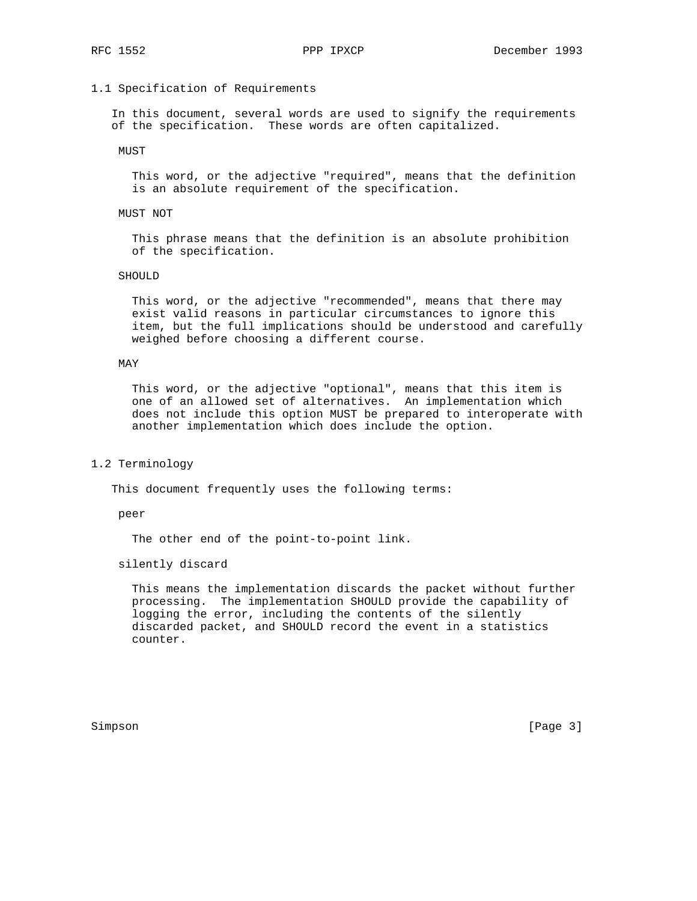### 1.1 Specification of Requirements

In this document, several words are used to signify the requirements of the specification. These words are often capitalized.

MUST

This word, or the adjective "required", means that the definition is an absolute requirement of the specification.

MUST NOT

This phrase means that the definition is an absolute prohibition of the specification.

SHOULD

This word, or the adjective "recommended", means that there may exist valid reasons in particular circumstances to ignore this item, but the full implications should be understood and carefully weighed before choosing a different course.

MAY

This word, or the adjective "optional", means that this item is one of an allowed set of alternatives. An implementation which does not include this option MUST be prepared to interoperate with another implementation which does include the option.

### 1.2 Terminology

This document frequently uses the following terms:

peer

The other end of the point-to-point link.

silently discard

This means the implementation discards the packet without further processing. The implementation SHOULD provide the capability of logging the error, including the contents of the silently discarded packet, and SHOULD record the event in a statistics counter.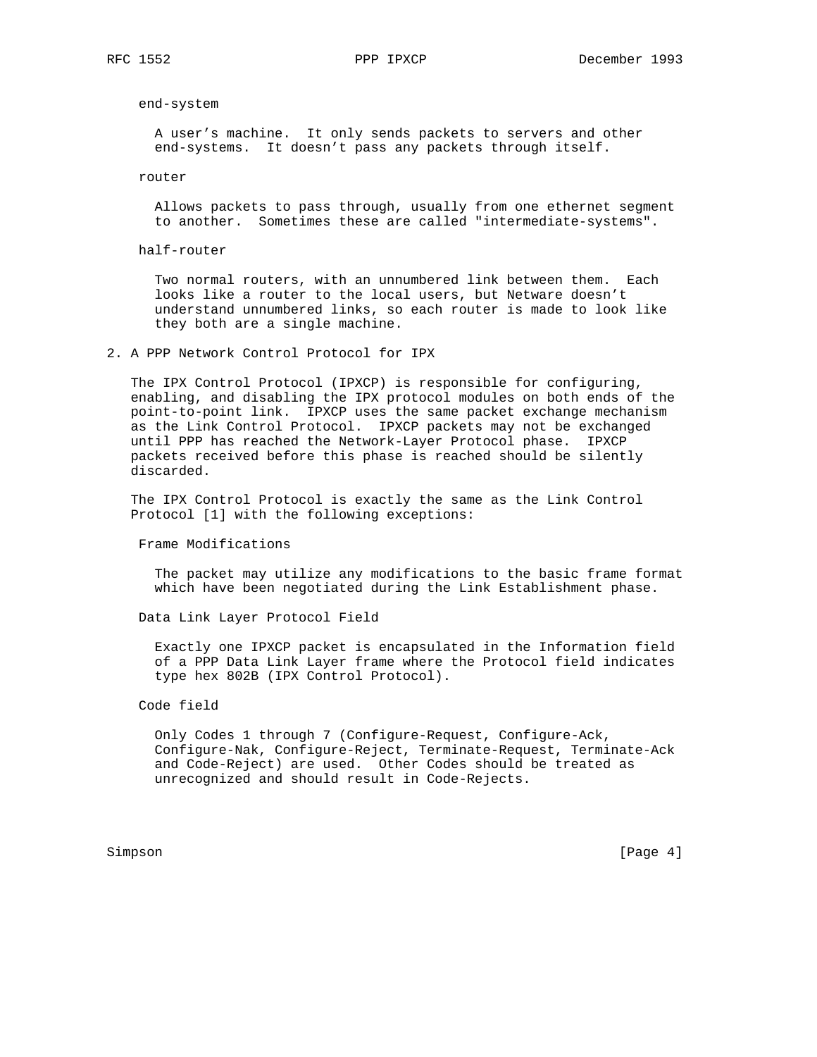end-system

A user's machine. It only sends packets to servers and other end-systems. It doesn't pass any packets through itself.

router

Allows packets to pass through, usually from one ethernet segment to another. Sometimes these are called "intermediate-systems".

half-router

Two normal routers, with an unnumbered link between them. Each looks like a router to the local users, but Netware doesn't understand unnumbered links, so each router is made to look like they both are a single machine.

## 2. A PPP Network Control Protocol for IPX

The IPX Control Protocol (IPXCP) is responsible for configuring, enabling, and disabling the IPX protocol modules on both ends of the point-to-point link. IPXCP uses the same packet exchange mechanism as the Link Control Protocol. IPXCP packets may not be exchanged until PPP has reached the Network-Layer Protocol phase. IPXCP packets received before this phase is reached should be silently discarded.

The IPX Control Protocol is exactly the same as the Link Control Protocol [1] with the following exceptions:

Frame Modifications

The packet may utilize any modifications to the basic frame format which have been negotiated during the Link Establishment phase.

Data Link Layer Protocol Field

Exactly one IPXCP packet is encapsulated in the Information field of a PPP Data Link Layer frame where the Protocol field indicates type hex 802B (IPX Control Protocol).

Code field

Only Codes 1 through 7 (Configure-Request, Configure-Ack, Configure-Nak, Configure-Reject, Terminate-Request, Terminate-Ack and Code-Reject) are used. Other Codes should be treated as unrecognized and should result in Code-Rejects.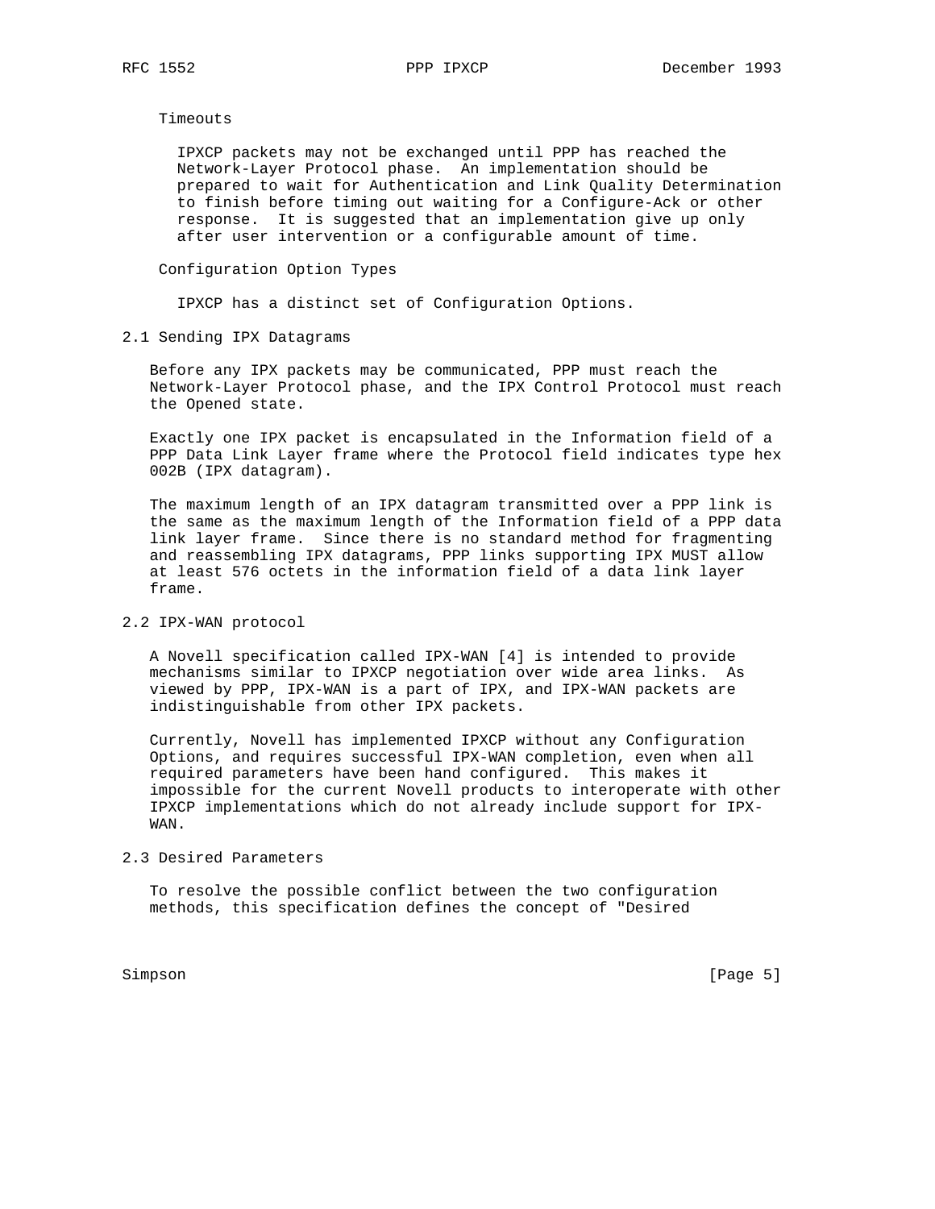Timeouts

IPXCP packets may not be exchanged until PPP has reached the Network-Layer Protocol phase. An implementation should be prepared to wait for Authentication and Link Quality Determination to finish before timing out waiting for a Configure-Ack or other response. It is suggested that an implementation give up only after user intervention or a configurable amount of time.

Configuration Option Types

IPXCP has a distinct set of Configuration Options.

## 2.1 Sending IPX Datagrams

Before any IPX packets may be communicated, PPP must reach the Network-Layer Protocol phase, and the IPX Control Protocol must reach the Opened state.

Exactly one IPX packet is encapsulated in the Information field of a PPP Data Link Layer frame where the Protocol field indicates type hex 002B (IPX datagram).

The maximum length of an IPX datagram transmitted over a PPP link is the same as the maximum length of the Information field of a PPP data link layer frame. Since there is no standard method for fragmenting and reassembling IPX datagrams, PPP links supporting IPX MUST allow at least 576 octets in the information field of a data link layer frame.

## 2.2 IPX-WAN protocol

A Novell specification called IPX-WAN [4] is intended to provide mechanisms similar to IPXCP negotiation over wide area links. As viewed by PPP, IPX-WAN is a part of IPX, and IPX-WAN packets are indistinguishable from other IPX packets.

Currently, Novell has implemented IPXCP without any Configuration Options, and requires successful IPX-WAN completion, even when all required parameters have been hand configured. This makes it impossible for the current Novell products to interoperate with other IPXCP implementations which do not already include support for IPX-WAN.

## 2.3 Desired Parameters

To resolve the possible conflict between the two configuration methods, this specification defines the concept of "Desired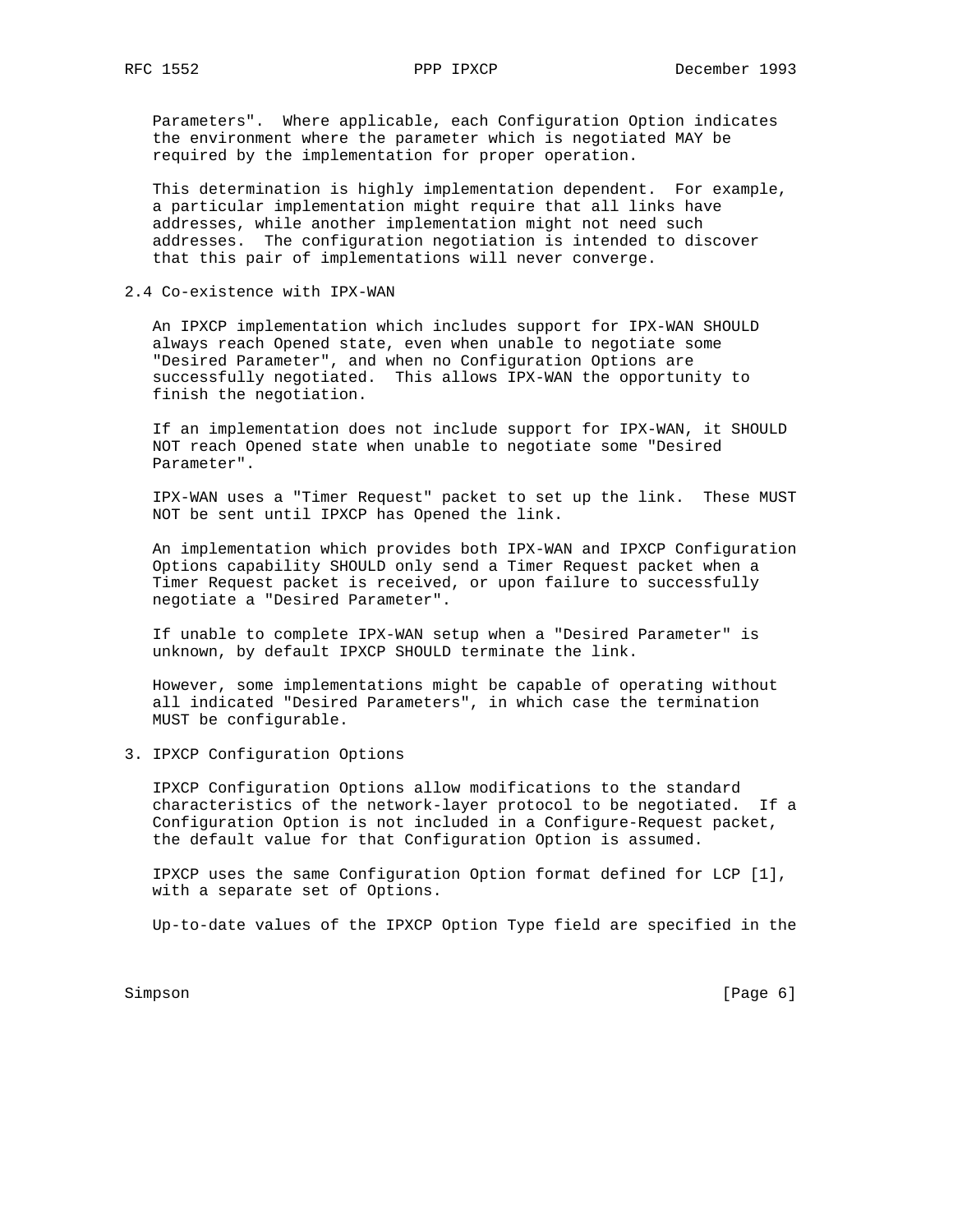Parameters".  Where applicable, each Configuration Option indicates the environment where the parameter which is negotiated MAY be required by the implementation for proper operation.

This determination is highly implementation dependent.  For example, a particular implementation might require that all links have addresses, while another implementation might not need such addresses.  The configuration negotiation is intended to discover that this pair of implementations will never converge.

## 2.4 Co-existence with IPX-WAN

An IPXCP implementation which includes support for IPX-WAN SHOULD always reach Opened state, even when unable to negotiate some "Desired Parameter", and when no Configuration Options are successfully negotiated.  This allows IPX-WAN the opportunity to finish the negotiation.

If an implementation does not include support for IPX-WAN, it SHOULD NOT reach Opened state when unable to negotiate some "Desired Parameter".

IPX-WAN uses a "Timer Request" packet to set up the link.  These MUST NOT be sent until IPXCP has Opened the link.

An implementation which provides both IPX-WAN and IPXCP Configuration Options capability SHOULD only send a Timer Request packet when a Timer Request packet is received, or upon failure to successfully negotiate a "Desired Parameter".

If unable to complete IPX-WAN setup when a "Desired Parameter" is unknown, by default IPXCP SHOULD terminate the link.

However, some implementations might be capable of operating without all indicated "Desired Parameters", in which case the termination MUST be configurable.

# 3. IPXCP Configuration Options

IPXCP Configuration Options allow modifications to the standard characteristics of the network-layer protocol to be negotiated.  If a Configuration Option is not included in a Configure-Request packet, the default value for that Configuration Option is assumed.

IPXCP uses the same Configuration Option format defined for LCP [1], with a separate set of Options.

Up-to-date values of the IPXCP Option Type field are specified in the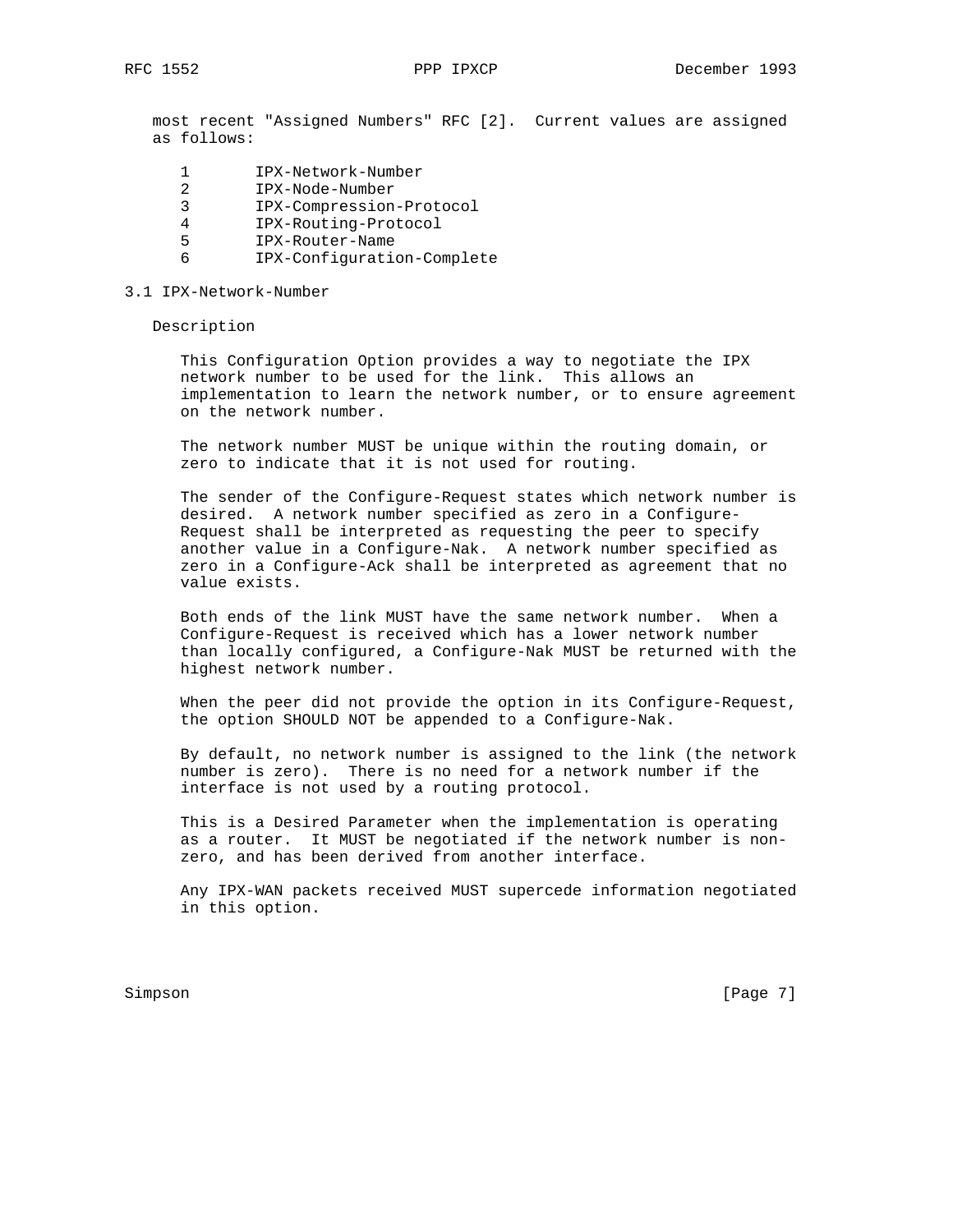most recent "Assigned Numbers" RFC [2]. Current values are assigned as follows:

```
1       IPX-Network-Number
2       IPX-Node-Number
3       IPX-Compression-Protocol
4       IPX-Routing-Protocol
5       IPX-Router-Name
6       IPX-Configuration-Complete
```

## 3.1 IPX-Network-Number

Description

This Configuration Option provides a way to negotiate the IPX network number to be used for the link. This allows an implementation to learn the network number, or to ensure agreement on the network number.

The network number MUST be unique within the routing domain, or zero to indicate that it is not used for routing.

The sender of the Configure-Request states which network number is desired. A network number specified as zero in a Configure-Request shall be interpreted as requesting the peer to specify another value in a Configure-Nak. A network number specified as zero in a Configure-Ack shall be interpreted as agreement that no value exists.

Both ends of the link MUST have the same network number. When a Configure-Request is received which has a lower network number than locally configured, a Configure-Nak MUST be returned with the highest network number.

When the peer did not provide the option in its Configure-Request, the option SHOULD NOT be appended to a Configure-Nak.

By default, no network number is assigned to the link (the network number is zero). There is no need for a network number if the interface is not used by a routing protocol.

This is a Desired Parameter when the implementation is operating as a router. It MUST be negotiated if the network number is non-zero, and has been derived from another interface.

Any IPX-WAN packets received MUST supercede information negotiated in this option.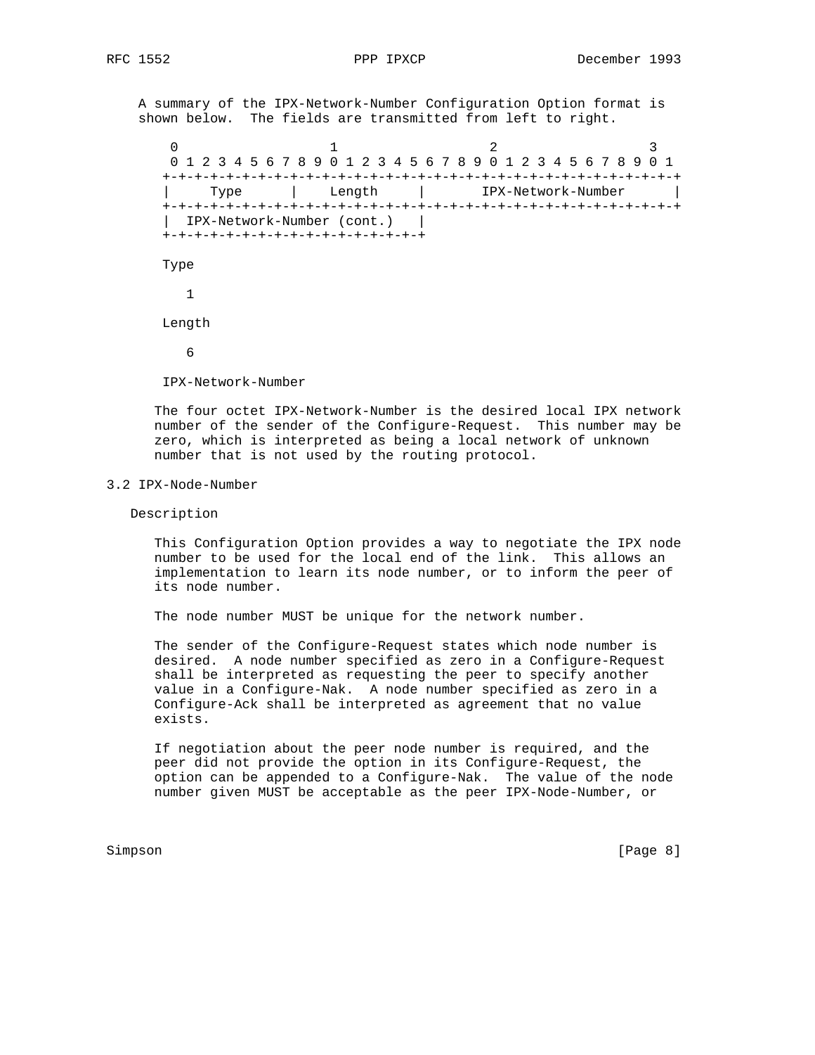A summary of the IPX-Network-Number Configuration Option format is shown below. The fields are transmitted from left to right.

```
 0                   1                   2                   3
 0 1 2 3 4 5 6 7 8 9 0 1 2 3 4 5 6 7 8 9 0 1 2 3 4 5 6 7 8 9 0 1
+-+-+-+-+-+-+-+-+-+-+-+-+-+-+-+-+-+-+-+-+-+-+-+-+-+-+-+-+-+-+-+-+
|     Type      |    Length     |      IPX-Network-Number       |
+-+-+-+-+-+-+-+-+-+-+-+-+-+-+-+-+-+-+-+-+-+-+-+-+-+-+-+-+-+-+-+-+
|  IPX-Network-Number (cont.)   |
+-+-+-+-+-+-+-+-+-+-+-+-+-+-+-+-+
```

Type

1

Length

6

IPX-Network-Number

The four octet IPX-Network-Number is the desired local IPX network number of the sender of the Configure-Request. This number may be zero, which is interpreted as being a local network of unknown number that is not used by the routing protocol.

## 3.2 IPX-Node-Number

Description

This Configuration Option provides a way to negotiate the IPX node number to be used for the local end of the link. This allows an implementation to learn its node number, or to inform the peer of its node number.

The node number MUST be unique for the network number.

The sender of the Configure-Request states which node number is desired. A node number specified as zero in a Configure-Request shall be interpreted as requesting the peer to specify another value in a Configure-Nak. A node number specified as zero in a Configure-Ack shall be interpreted as agreement that no value exists.

If negotiation about the peer node number is required, and the peer did not provide the option in its Configure-Request, the option can be appended to a Configure-Nak. The value of the node number given MUST be acceptable as the peer IPX-Node-Number, or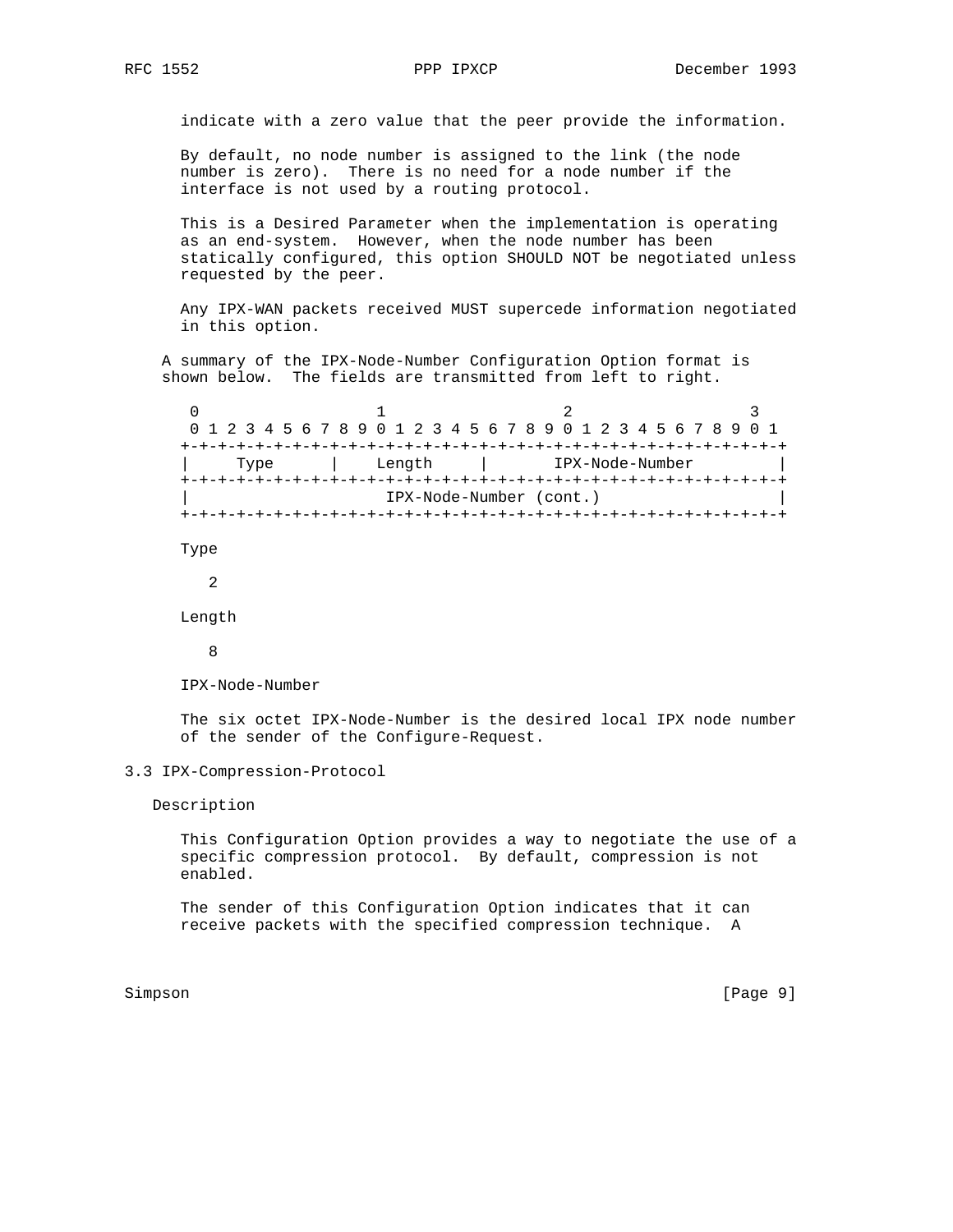indicate with a zero value that the peer provide the information.

By default, no node number is assigned to the link (the node number is zero). There is no need for a node number if the interface is not used by a routing protocol.

This is a Desired Parameter when the implementation is operating as an end-system. However, when the node number has been statically configured, this option SHOULD NOT be negotiated unless requested by the peer.

Any IPX-WAN packets received MUST supercede information negotiated in this option.

A summary of the IPX-Node-Number Configuration Option format is shown below. The fields are transmitted from left to right.

```
 0                   1                   2                   3
 0 1 2 3 4 5 6 7 8 9 0 1 2 3 4 5 6 7 8 9 0 1 2 3 4 5 6 7 8 9 0 1
+-+-+-+-+-+-+-+-+-+-+-+-+-+-+-+-+-+-+-+-+-+-+-+-+-+-+-+-+-+-+-+-+
|     Type      |    Length     |       IPX-Node-Number         |
+-+-+-+-+-+-+-+-+-+-+-+-+-+-+-+-+-+-+-+-+-+-+-+-+-+-+-+-+-+-+-+-+
|                     IPX-Node-Number (cont.)                   |
+-+-+-+-+-+-+-+-+-+-+-+-+-+-+-+-+-+-+-+-+-+-+-+-+-+-+-+-+-+-+-+-+
```

Type

2

Length

8

IPX-Node-Number

The six octet IPX-Node-Number is the desired local IPX node number of the sender of the Configure-Request.

### 3.3 IPX-Compression-Protocol

Description

This Configuration Option provides a way to negotiate the use of a specific compression protocol. By default, compression is not enabled.

The sender of this Configuration Option indicates that it can receive packets with the specified compression technique. A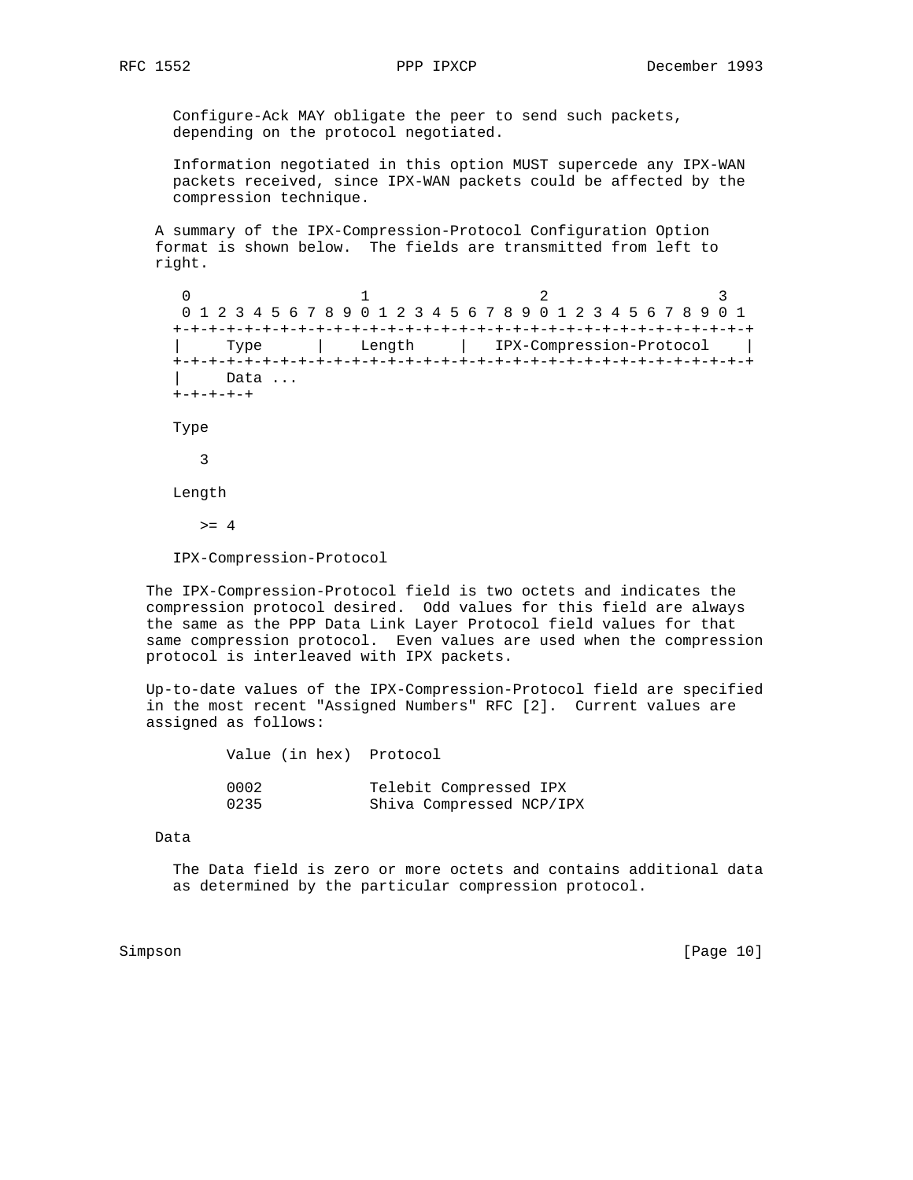Configure-Ack MAY obligate the peer to send such packets, depending on the protocol negotiated.

Information negotiated in this option MUST supercede any IPX-WAN packets received, since IPX-WAN packets could be affected by the compression technique.

A summary of the IPX-Compression-Protocol Configuration Option format is shown below. The fields are transmitted from left to right.

```
 0                   1                   2                   3
 0 1 2 3 4 5 6 7 8 9 0 1 2 3 4 5 6 7 8 9 0 1 2 3 4 5 6 7 8 9 0 1
+-+-+-+-+-+-+-+-+-+-+-+-+-+-+-+-+-+-+-+-+-+-+-+-+-+-+-+-+-+-+-+-+
|     Type      |    Length     |   IPX-Compression-Protocol    |
+-+-+-+-+-+-+-+-+-+-+-+-+-+-+-+-+-+-+-+-+-+-+-+-+-+-+-+-+-+-+-+-+
|     Data ...
+-+-+-+-+
```

Type

3

Length

>= 4

IPX-Compression-Protocol

The IPX-Compression-Protocol field is two octets and indicates the compression protocol desired. Odd values for this field are always the same as the PPP Data Link Layer Protocol field values for that same compression protocol. Even values are used when the compression protocol is interleaved with IPX packets.

Up-to-date values of the IPX-Compression-Protocol field are specified in the most recent "Assigned Numbers" RFC [2]. Current values are assigned as follows:

| Value (in hex) | Protocol |
|---|---|
| 0002 | Telebit Compressed IPX |
| 0235 | Shiva Compressed NCP/IPX |

Data

The Data field is zero or more octets and contains additional data as determined by the particular compression protocol.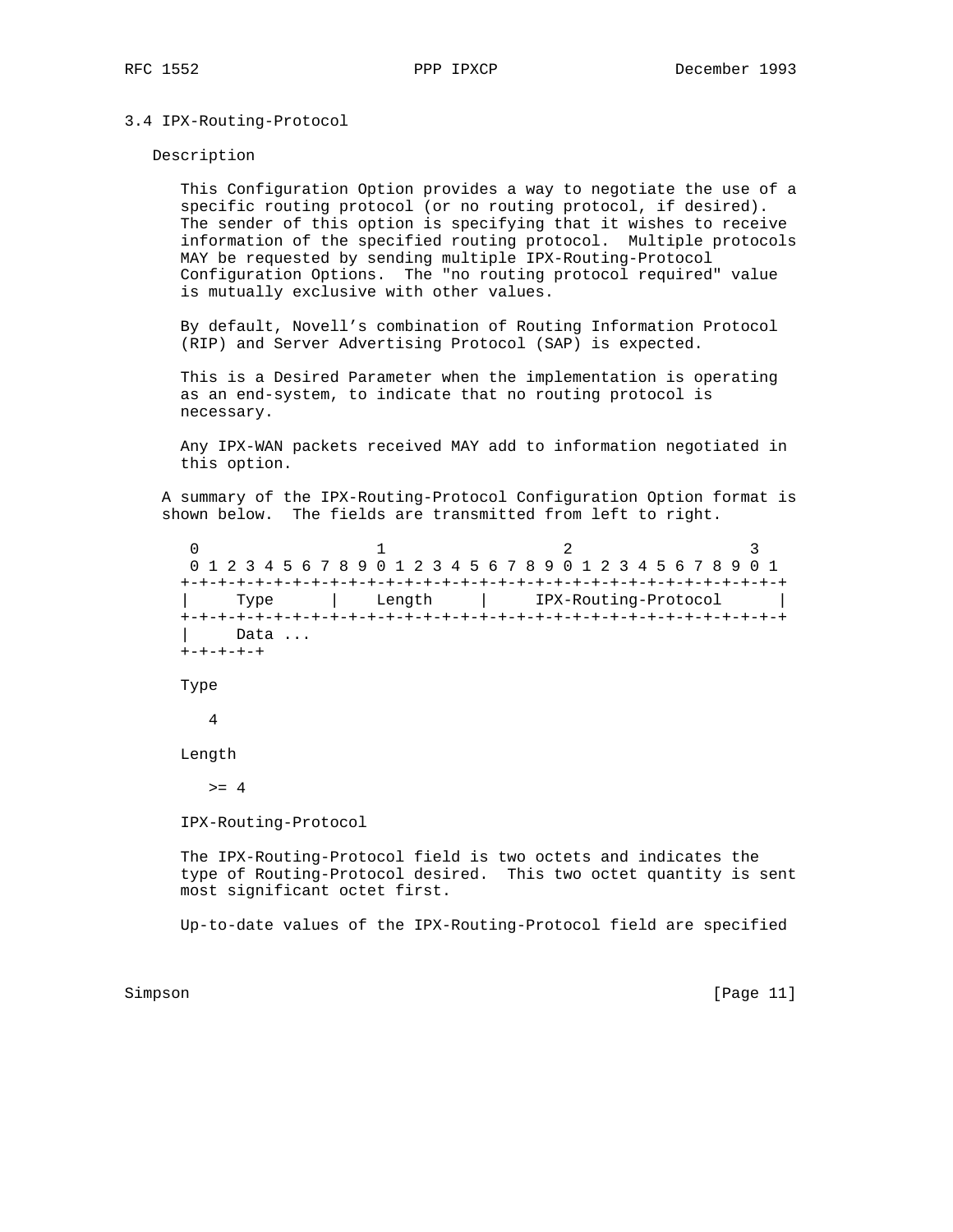### 3.4 IPX-Routing-Protocol

Description

This Configuration Option provides a way to negotiate the use of a specific routing protocol (or no routing protocol, if desired). The sender of this option is specifying that it wishes to receive information of the specified routing protocol. Multiple protocols MAY be requested by sending multiple IPX-Routing-Protocol Configuration Options. The "no routing protocol required" value is mutually exclusive with other values.

By default, Novell's combination of Routing Information Protocol (RIP) and Server Advertising Protocol (SAP) is expected.

This is a Desired Parameter when the implementation is operating as an end-system, to indicate that no routing protocol is necessary.

Any IPX-WAN packets received MAY add to information negotiated in this option.

A summary of the IPX-Routing-Protocol Configuration Option format is shown below. The fields are transmitted from left to right.

```
 0                   1                   2                   3
 0 1 2 3 4 5 6 7 8 9 0 1 2 3 4 5 6 7 8 9 0 1 2 3 4 5 6 7 8 9 0 1
+-+-+-+-+-+-+-+-+-+-+-+-+-+-+-+-+-+-+-+-+-+-+-+-+-+-+-+-+-+-+-+-+
|     Type      |    Length     |     IPX-Routing-Protocol      |
+-+-+-+-+-+-+-+-+-+-+-+-+-+-+-+-+-+-+-+-+-+-+-+-+-+-+-+-+-+-+-+-+
|     Data ...
+-+-+-+-+
```

Type

4

Length

>= 4

IPX-Routing-Protocol

The IPX-Routing-Protocol field is two octets and indicates the type of Routing-Protocol desired. This two octet quantity is sent most significant octet first.

Up-to-date values of the IPX-Routing-Protocol field are specified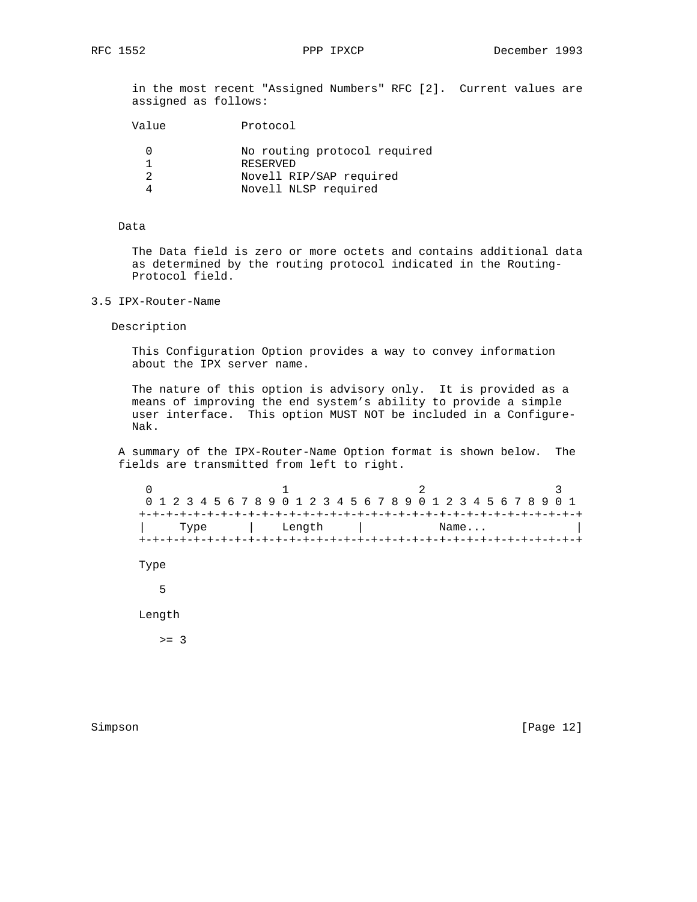in the most recent "Assigned Numbers" RFC [2]. Current values are assigned as follows:

| Value | Protocol |
| --- | --- |
| 0 | No routing protocol required |
| 1 | RESERVED |
| 2 | Novell RIP/SAP required |
| 4 | Novell NLSP required |

Data

The Data field is zero or more octets and contains additional data as determined by the routing protocol indicated in the Routing-Protocol field.

## 3.5 IPX-Router-Name

Description

This Configuration Option provides a way to convey information about the IPX server name.

The nature of this option is advisory only. It is provided as a means of improving the end system's ability to provide a simple user interface. This option MUST NOT be included in a Configure-Nak.

A summary of the IPX-Router-Name Option format is shown below. The fields are transmitted from left to right.

```
 0                   1                   2                   3
 0 1 2 3 4 5 6 7 8 9 0 1 2 3 4 5 6 7 8 9 0 1 2 3 4 5 6 7 8 9 0 1
+-+-+-+-+-+-+-+-+-+-+-+-+-+-+-+-+-+-+-+-+-+-+-+-+-+-+-+-+-+-+-+-+
|     Type      |    Length     |           Name...             |
+-+-+-+-+-+-+-+-+-+-+-+-+-+-+-+-+-+-+-+-+-+-+-+-+-+-+-+-+-+-+-+-+
```

Type

5

Length

>= 3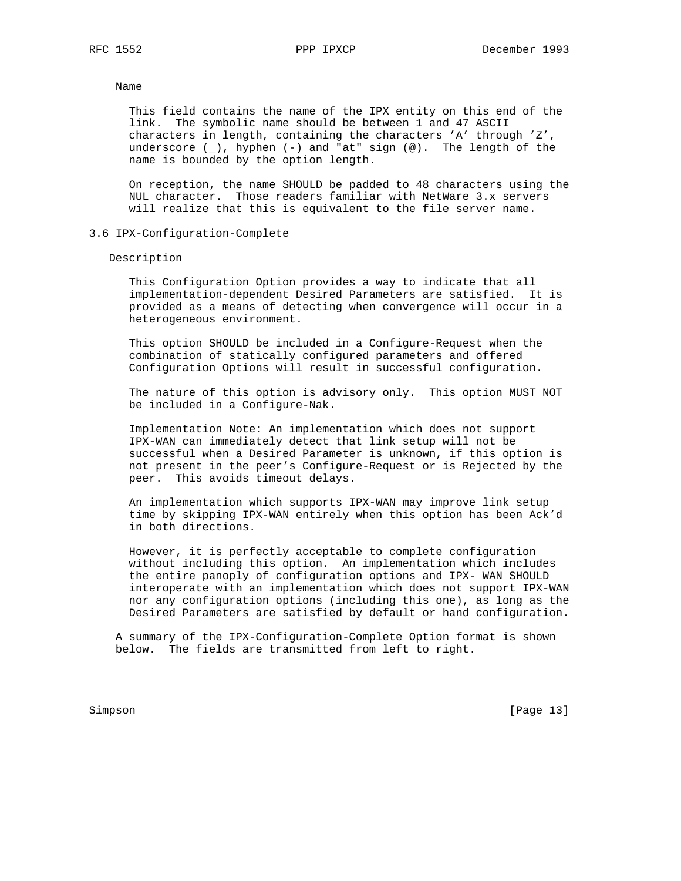Name

This field contains the name of the IPX entity on this end of the link. The symbolic name should be between 1 and 47 ASCII characters in length, containing the characters 'A' through 'Z', underscore (_), hyphen (-) and "at" sign (@). The length of the name is bounded by the option length.

On reception, the name SHOULD be padded to 48 characters using the NUL character. Those readers familiar with NetWare 3.x servers will realize that this is equivalent to the file server name.

## 3.6 IPX-Configuration-Complete

Description

This Configuration Option provides a way to indicate that all implementation-dependent Desired Parameters are satisfied. It is provided as a means of detecting when convergence will occur in a heterogeneous environment.

This option SHOULD be included in a Configure-Request when the combination of statically configured parameters and offered Configuration Options will result in successful configuration.

The nature of this option is advisory only. This option MUST NOT be included in a Configure-Nak.

Implementation Note: An implementation which does not support IPX-WAN can immediately detect that link setup will not be successful when a Desired Parameter is unknown, if this option is not present in the peer's Configure-Request or is Rejected by the peer. This avoids timeout delays.

An implementation which supports IPX-WAN may improve link setup time by skipping IPX-WAN entirely when this option has been Ack'd in both directions.

However, it is perfectly acceptable to complete configuration without including this option. An implementation which includes the entire panoply of configuration options and IPX- WAN SHOULD interoperate with an implementation which does not support IPX-WAN nor any configuration options (including this one), as long as the Desired Parameters are satisfied by default or hand configuration.

A summary of the IPX-Configuration-Complete Option format is shown below. The fields are transmitted from left to right.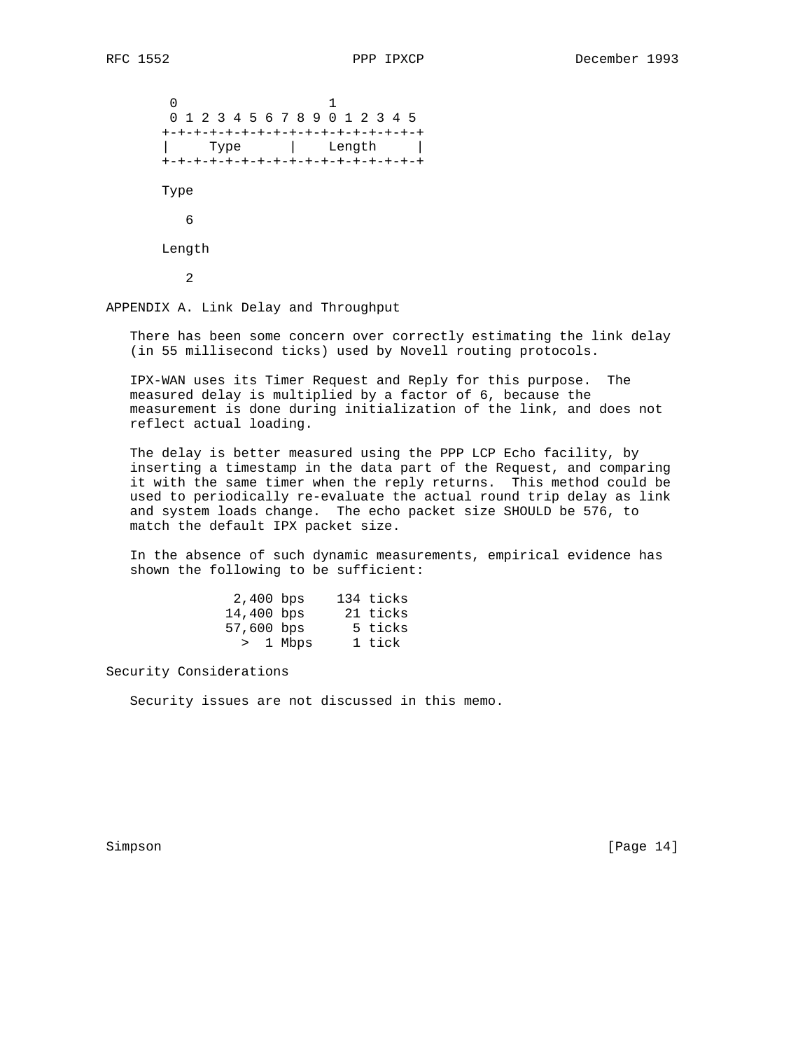```
 0                   1
 0 1 2 3 4 5 6 7 8 9 0 1 2 3 4 5
+-+-+-+-+-+-+-+-+-+-+-+-+-+-+-+-+
|     Type      |    Length     |
+-+-+-+-+-+-+-+-+-+-+-+-+-+-+-+-+
```

Type

6

Length

2

## APPENDIX A. Link Delay and Throughput

There has been some concern over correctly estimating the link delay (in 55 millisecond ticks) used by Novell routing protocols.

IPX-WAN uses its Timer Request and Reply for this purpose. The measured delay is multiplied by a factor of 6, because the measurement is done during initialization of the link, and does not reflect actual loading.

The delay is better measured using the PPP LCP Echo facility, by inserting a timestamp in the data part of the Request, and comparing it with the same timer when the reply returns. This method could be used to periodically re-evaluate the actual round trip delay as link and system loads change. The echo packet size SHOULD be 576, to match the default IPX packet size.

In the absence of such dynamic measurements, empirical evidence has shown the following to be sufficient:

```
  2,400 bps    134 ticks
 14,400 bps     21 ticks
 57,600 bps      5 ticks
   >  1 Mbps     1 tick
```

## Security Considerations

Security issues are not discussed in this memo.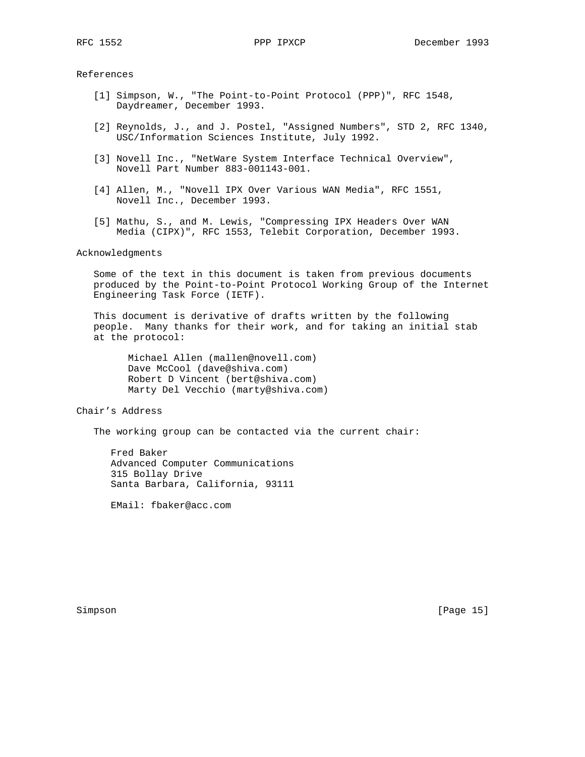## References

[1] Simpson, W., "The Point-to-Point Protocol (PPP)", RFC 1548, Daydreamer, December 1993.

[2] Reynolds, J., and J. Postel, "Assigned Numbers", STD 2, RFC 1340, USC/Information Sciences Institute, July 1992.

[3] Novell Inc., "NetWare System Interface Technical Overview", Novell Part Number 883-001143-001.

[4] Allen, M., "Novell IPX Over Various WAN Media", RFC 1551, Novell Inc., December 1993.

[5] Mathu, S., and M. Lewis, "Compressing IPX Headers Over WAN Media (CIPX)", RFC 1553, Telebit Corporation, December 1993.

## Acknowledgments

Some of the text in this document is taken from previous documents produced by the Point-to-Point Protocol Working Group of the Internet Engineering Task Force (IETF).

This document is derivative of drafts written by the following people. Many thanks for their work, and for taking an initial stab at the protocol:

Michael Allen (mallen@novell.com)
Dave McCool (dave@shiva.com)
Robert D Vincent (bert@shiva.com)
Marty Del Vecchio (marty@shiva.com)

## Chair's Address

The working group can be contacted via the current chair:

Fred Baker
Advanced Computer Communications
315 Bollay Drive
Santa Barbara, California, 93111

EMail: fbaker@acc.com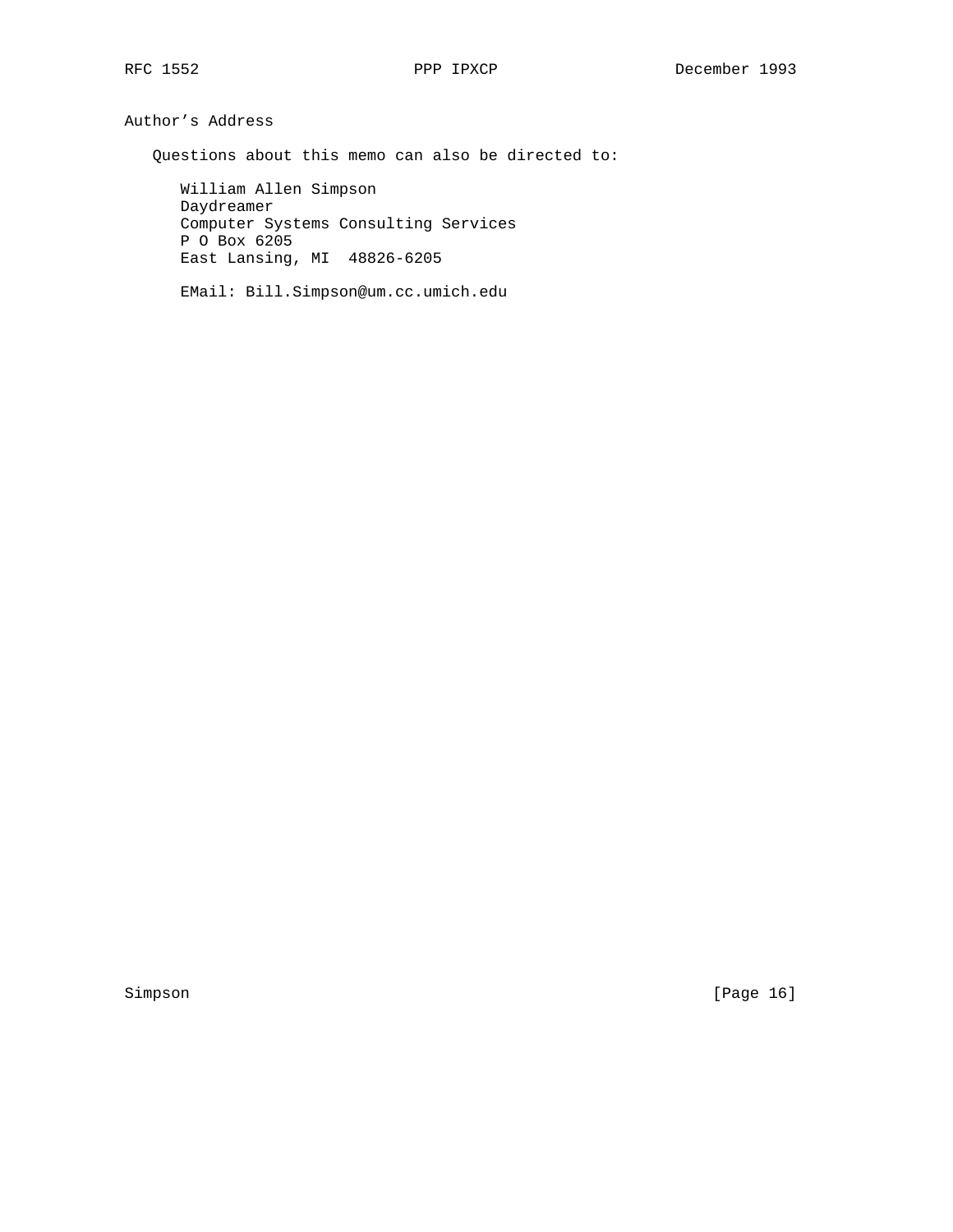## Author's Address

Questions about this memo can also be directed to:

William Allen Simpson
Daydreamer
Computer Systems Consulting Services
P O Box 6205
East Lansing, MI  48826-6205

EMail: Bill.Simpson@um.cc.umich.edu